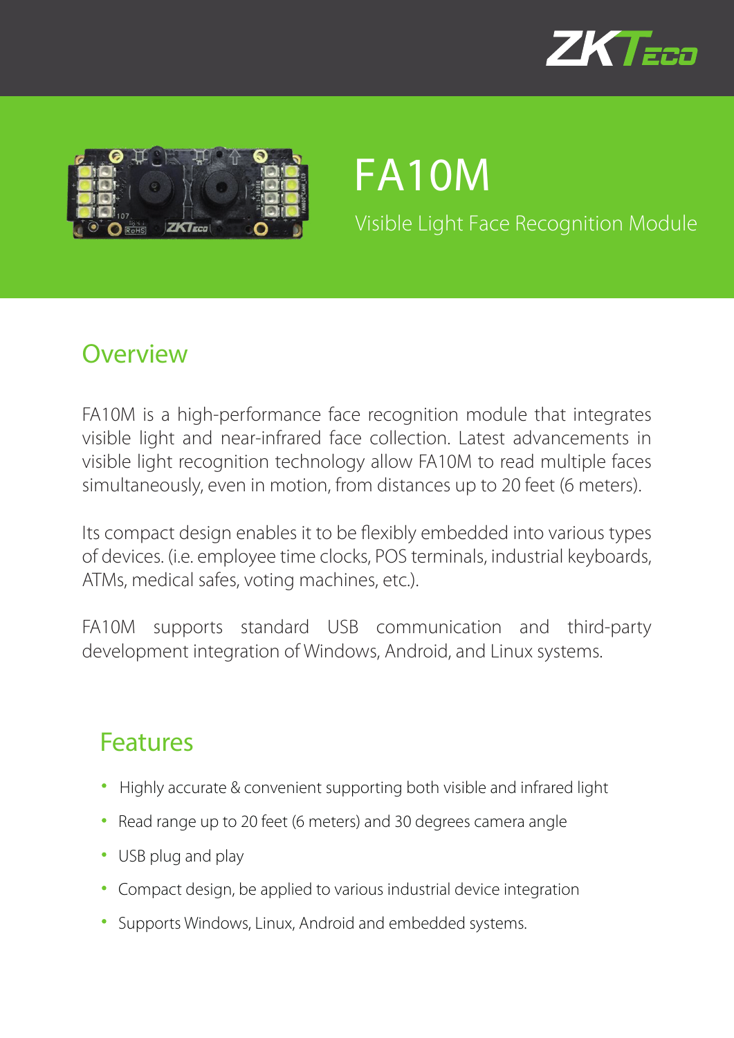# FA10M

Visible Light Face Recognition Module

## Overview

FA10M is a high-performance face recognition module that integrates visible light and near-infrared face collection. Latest advancements in visible light recognition technology allow FA10M to read multiple faces simultaneously, even in motion, from distances up to 20 feet (6 meters).

Its compact design enables it to be flexibly embedded into various types of devices. (i.e. employee time clocks, POS terminals, industrial keyboards, ATMs, medical safes, voting machines, etc.).

FA10M supports standard USB communication and third-party development integration of Windows, Android, and Linux systems.

## Features

- Highly accurate & convenient supporting both visible and infrared light
- Read range up to 20 feet (6 meters) and 30 degrees camera angle
- USB plug and play
- Compact design, be applied to various industrial device integration
- Supports Windows, Linux, Android and embedded systems.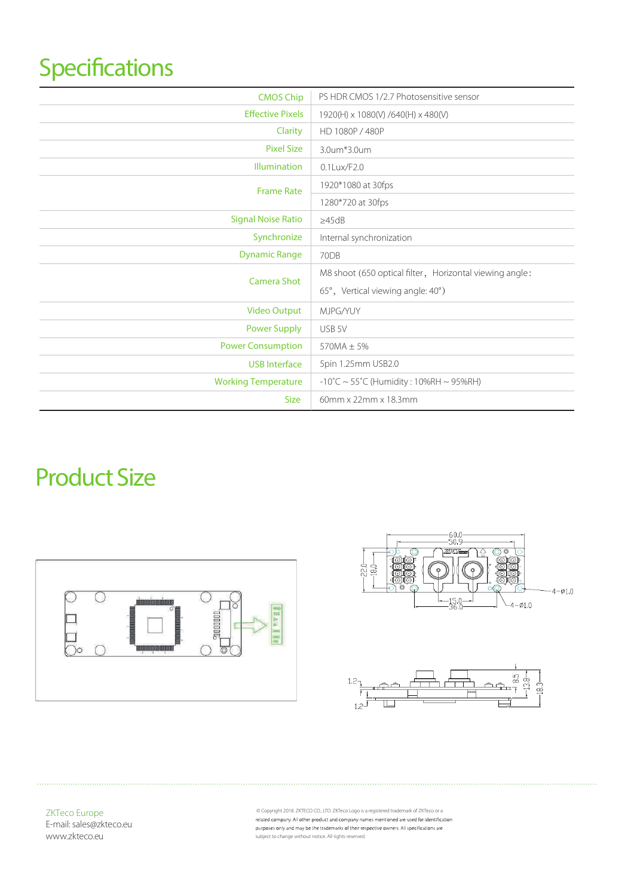# Specifications

| | |
|---|---|
| CMOS Chip | PS HDR CMOS 1/2.7 Photosensitive sensor |
| Effective Pixels | 1920(H) x 1080(V) /640(H) x 480(V) |
| Clarity | HD 1080P / 480P |
| Pixel Size | 3.0um*3.0um |
| Illumination | 0.1Lux/F2.0 |
| Frame Rate | 1920*1080 at 30fps |
| | 1280*720 at 30fps |
| Signal Noise Ratio | ≥45dB |
| Synchronize | Internal synchronization |
| Dynamic Range | 70DB |
| Camera Shot | M8 shoot (650 optical filter，Horizontal viewing angle：65°，Vertical viewing angle: 40°) |
| Video Output | MJPG/YUY |
| Power Supply | USB 5V |
| Power Consumption | 570MA ± 5% |
| USB Interface | 5pin 1.25mm USB2.0 |
| Working Temperature | -10˚C ~ 55˚C (Humidity : 10%RH ~ 95%RH) |
| Size | 60mm x 22mm x 18.3mm |

# Product Size

60.0
50.9
22.0
18.0
15.0
36.0
4−ø1.0
4−ø1.0

1.2
1.2
8.5
13.8
18.3

ZKTeco Europe
E-mail: sales@zkteco.eu
www.zkteco.eu

© Copyright 2018. ZKTECO CO., LTD. ZKTeco Logo is a registered trademark of ZKTeco or a related company. All other product and company names mentioned are used for identification purposes only and may be the trademarks of their respective owners. All specifications are subject to change without notice. All rights reserved.